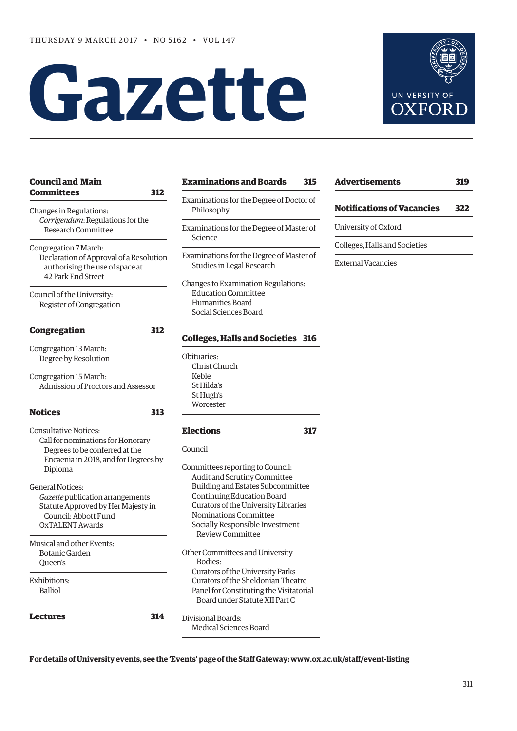THURSDAY 9 MARCH 2017 • NO 5162 • VOL 147

# Gazette

UNIVERSITY OF OXFORD

**Council and Main Committees** 312

Changes in Regulations:
*Corrigendum*: Regulations for the Research Committee

Congregation 7 March:
Declaration of Approval of a Resolution authorising the use of space at 42 Park End Street

Council of the University:
Register of Congregation

**Congregation** 312

Congregation 13 March:
Degree by Resolution

Congregation 15 March:
Admission of Proctors and Assessor

**Notices** 313

Consultative Notices:
Call for nominations for Honorary Degrees to be conferred at the Encaenia in 2018, and for Degrees by Diploma

General Notices:
*Gazette* publication arrangements
Statute Approved by Her Majesty in Council: Abbott Fund
OxTALENT Awards

Musical and other Events:
Botanic Garden
Queen's

Exhibitions:
Balliol

**Lectures** 314

**Examinations and Boards** 315

Examinations for the Degree of Doctor of Philosophy

Examinations for the Degree of Master of Science

Examinations for the Degree of Master of Studies in Legal Research

Changes to Examination Regulations:
Education Committee
Humanities Board
Social Sciences Board

**Colleges, Halls and Societies** 316

Obituaries:
Christ Church
Keble
St Hilda's
St Hugh's
Worcester

**Elections** 317

Council

Committees reporting to Council:
Audit and Scrutiny Committee
Building and Estates Subcommittee
Continuing Education Board
Curators of the University Libraries
Nominations Committee
Socially Responsible Investment Review Committee

Other Committees and University Bodies:
Curators of the University Parks
Curators of the Sheldonian Theatre
Panel for Constituting the Visitatorial Board under Statute XII Part C

Divisional Boards:
Medical Sciences Board

**Advertisements** 319

**Notifications of Vacancies** 322

University of Oxford

Colleges, Halls and Societies

External Vacancies

**For details of University events, see the 'Events' page of the Staff Gateway: www.ox.ac.uk/staff/event-listing**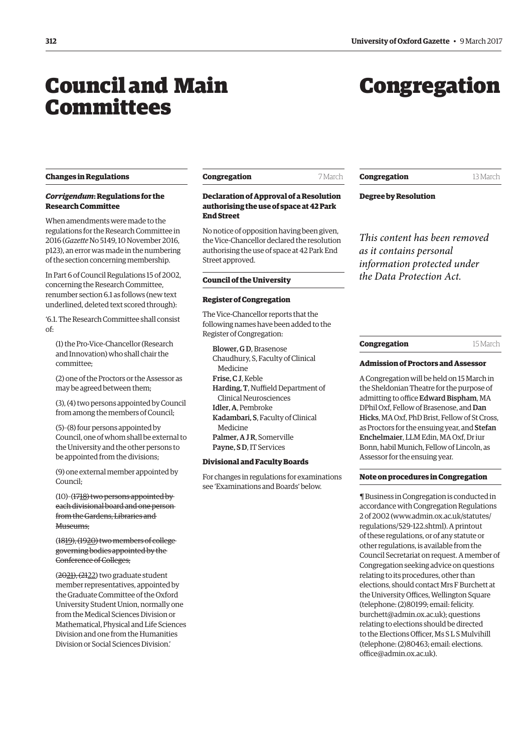# Council and Main Committees

## Changes in Regulations

### *Corrigendum*: Regulations for the Research Committee

When amendments were made to the regulations for the Research Committee in 2016 (*Gazette* No 5149, 10 November 2016, p123), an error was made in the numbering of the section concerning membership.

In Part 6 of Council Regulations 15 of 2002, concerning the Research Committee, renumber section 6.1 as follows (new text underlined, deleted text scored through):

'6.1. The Research Committee shall consist of:

(1) the Pro-Vice-Chancellor (Research and Innovation) who shall chair the committee;

(2) one of the Proctors or the Assessor as may be agreed between them;

(3), (4) two persons appointed by Council from among the members of Council;

(5)–(8) four persons appointed by Council, one of whom shall be external to the University and the other persons to be appointed from the divisions;

(9) one external member appointed by Council;

(10)–~~(17~~<u>18</u>) ~~two persons appointed by each divisional board and one person from the Gardens, Libraries and Museums;~~

~~(18~~<u>19</u>), (~~19~~<u>20</u>) ~~two members of college governing bodies appointed by the Conference of Colleges;~~

(~~20~~<u>21</u>), (~~21~~<u>22</u>) two graduate student member representatives, appointed by the Graduate Committee of the Oxford University Student Union, normally one from the Medical Sciences Division or Mathematical, Physical and Life Sciences Division and one from the Humanities Division or Social Sciences Division.'

# Congregation

## Congregation — 7 March

### Declaration of Approval of a Resolution authorising the use of space at 42 Park End Street

No notice of opposition having been given, the Vice-Chancellor declared the resolution authorising the use of space at 42 Park End Street approved.

## Council of the University

### Register of Congregation

The Vice-Chancellor reports that the following names have been added to the Register of Congregation:

**Blower, G D**, Brasenose
Chaudhury, S, Faculty of Clinical Medicine
**Frise, C J**, Keble
**Harding, T**, Nuffield Department of Clinical Neurosciences
**Idler, A**, Pembroke
**Kadambari, S**, Faculty of Clinical Medicine
**Palmer, A J R**, Somerville
**Payne, S D**, IT Services

### Divisional and Faculty Boards

For changes in regulations for examinations see 'Examinations and Boards' below.

## Congregation — 13 March

### Degree by Resolution

*This content has been removed as it contains personal information protected under the Data Protection Act.*

## Congregation — 15 March

### Admission of Proctors and Assessor

A Congregation will be held on 15 March in the Sheldonian Theatre for the purpose of admitting to office **Edward Bispham**, MA DPhil Oxf, Fellow of Brasenose, and **Dan Hicks**, MA Oxf, PhD Brist, Fellow of St Cross, as Proctors for the ensuing year, and **Stefan Enchelmaier**, LLM Edin, MA Oxf, Dr iur Bonn, habil Munich, Fellow of Lincoln, as Assessor for the ensuing year.

### Note on procedures in Congregation

¶ Business in Congregation is conducted in accordance with Congregation Regulations 2 of 2002 (www.admin.ox.ac.uk/statutes/regulations/529-122.shtml). A printout of these regulations, or of any statute or other regulations, is available from the Council Secretariat on request. A member of Congregation seeking advice on questions relating to its procedures, other than elections, should contact Mrs F Burchett at the University Offices, Wellington Square (telephone: (2)80199; email: felicity.burchett@admin.ox.ac.uk); questions relating to elections should be directed to the Elections Officer, Ms S L S Mulvihill (telephone: (2)80463; email: elections.office@admin.ox.ac.uk).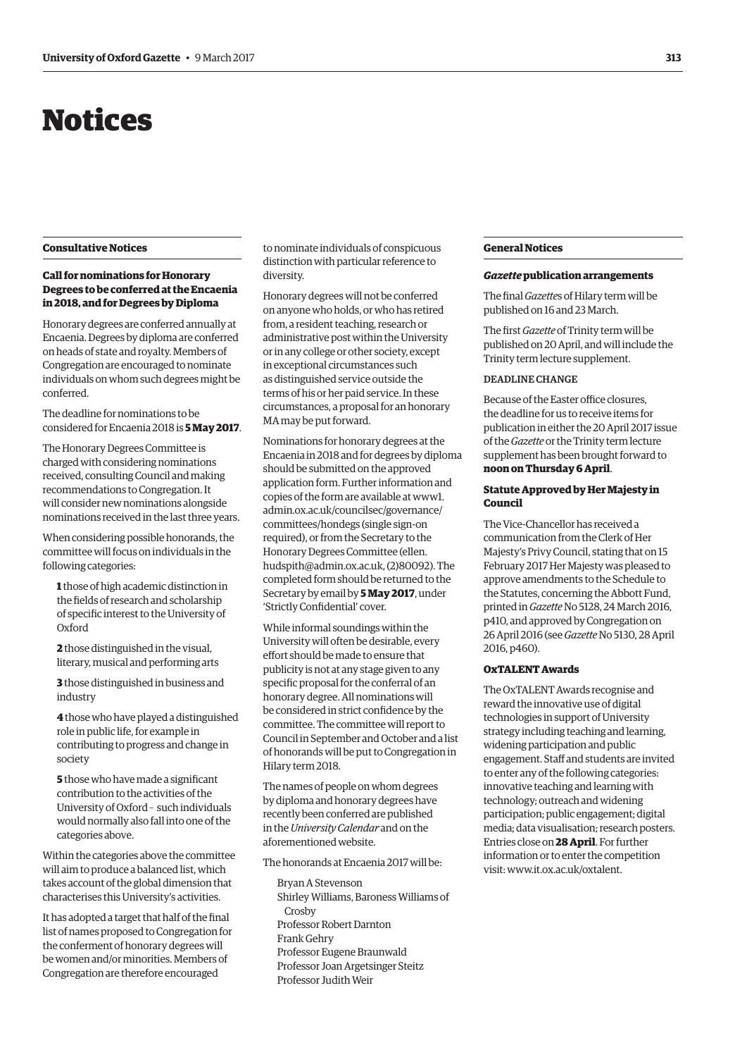# Notices

## Consultative Notices

### Call for nominations for Honorary Degrees to be conferred at the Encaenia in 2018, and for Degrees by Diploma

Honorary degrees are conferred annually at Encaenia. Degrees by diploma are conferred on heads of state and royalty. Members of Congregation are encouraged to nominate individuals on whom such degrees might be conferred.

The deadline for nominations to be considered for Encaenia 2018 is **5 May 2017**.

The Honorary Degrees Committee is charged with considering nominations received, consulting Council and making recommendations to Congregation. It will consider new nominations alongside nominations received in the last three years.

When considering possible honorands, the committee will focus on individuals in the following categories:

**1** those of high academic distinction in the fields of research and scholarship of specific interest to the University of Oxford

**2** those distinguished in the visual, literary, musical and performing arts

**3** those distinguished in business and industry

**4** those who have played a distinguished role in public life, for example in contributing to progress and change in society

**5** those who have made a significant contribution to the activities of the University of Oxford – such individuals would normally also fall into one of the categories above.

Within the categories above the committee will aim to produce a balanced list, which takes account of the global dimension that characterises this University's activities.

It has adopted a target that half of the final list of names proposed to Congregation for the conferment of honorary degrees will be women and/or minorities. Members of Congregation are therefore encouraged to nominate individuals of conspicuous distinction with particular reference to diversity.

Honorary degrees will not be conferred on anyone who holds, or who has retired from, a resident teaching, research or administrative post within the University or in any college or other society, except in exceptional circumstances such as distinguished service outside the terms of his or her paid service. In these circumstances, a proposal for an honorary MA may be put forward.

Nominations for honorary degrees at the Encaenia in 2018 and for degrees by diploma should be submitted on the approved application form. Further information and copies of the form are available at www1.admin.ox.ac.uk/councilsec/governance/committees/hondegs (single sign-on required), or from the Secretary to the Honorary Degrees Committee (ellen.hudspith@admin.ox.ac.uk, (2)80092). The completed form should be returned to the Secretary by email by **5 May 2017**, under 'Strictly Confidential' cover.

While informal soundings within the University will often be desirable, every effort should be made to ensure that publicity is not at any stage given to any specific proposal for the conferral of an honorary degree. All nominations will be considered in strict confidence by the committee. The committee will report to Council in September and October and a list of honorands will be put to Congregation in Hilary term 2018.

The names of people on whom degrees by diploma and honorary degrees have recently been conferred are published in the *University Calendar* and on the aforementioned website.

The honorands at Encaenia 2017 will be:

Bryan A Stevenson
Shirley Williams, Baroness Williams of Crosby
Professor Robert Darnton
Frank Gehry
Professor Eugene Braunwald
Professor Joan Argetsinger Steitz
Professor Judith Weir

## General Notices

### *Gazette* publication arrangements

The final *Gazette*s of Hilary term will be published on 16 and 23 March.

The first *Gazette* of Trinity term will be published on 20 April, and will include the Trinity term lecture supplement.

DEADLINE CHANGE

Because of the Easter office closures, the deadline for us to receive items for publication in either the 20 April 2017 issue of the *Gazette* or the Trinity term lecture supplement has been brought forward to **noon on Thursday 6 April**.

### Statute Approved by Her Majesty in Council

The Vice-Chancellor has received a communication from the Clerk of Her Majesty's Privy Council, stating that on 15 February 2017 Her Majesty was pleased to approve amendments to the Schedule to the Statutes, concerning the Abbott Fund, printed in *Gazette* No 5128, 24 March 2016, p410, and approved by Congregation on 26 April 2016 (see *Gazette* No 5130, 28 April 2016, p460).

### OxTALENT Awards

The OxTALENT Awards recognise and reward the innovative use of digital technologies in support of University strategy including teaching and learning, widening participation and public engagement. Staff and students are invited to enter any of the following categories: innovative teaching and learning with technology; outreach and widening participation; public engagement; digital media; data visualisation; research posters. Entries close on **28 April**. For further information or to enter the competition visit: www.it.ox.ac.uk/oxtalent.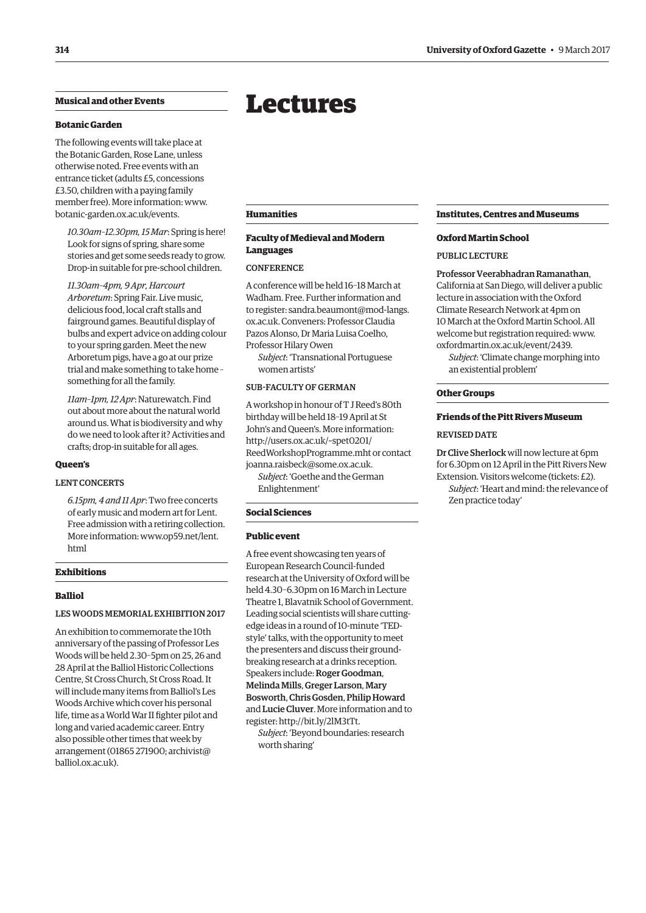## Musical and other Events

### Botanic Garden

The following events will take place at the Botanic Garden, Rose Lane, unless otherwise noted. Free events with an entrance ticket (adults £5, concessions £3.50, children with a paying family member free). More information: www.botanic-garden.ox.ac.uk/events.

*10.30am–12.30pm, 15 Mar*: Spring is here! Look for signs of spring, share some stories and get some seeds ready to grow. Drop-in suitable for pre-school children.

*11.30am–4pm, 9 Apr, Harcourt Arboretum*: Spring Fair. Live music, delicious food, local craft stalls and fairground games. Beautiful display of bulbs and expert advice on adding colour to your spring garden. Meet the new Arboretum pigs, have a go at our prize trial and make something to take home – something for all the family.

*11am–1pm, 12 Apr*: Naturewatch. Find out about more about the natural world around us. What is biodiversity and why do we need to look after it? Activities and crafts; drop-in suitable for all ages.

### Queen's

LENT CONCERTS

*6.15pm, 4 and 11 Apr*: Two free concerts of early music and modern art for Lent. Free admission with a retiring collection. More information: www.op59.net/lent.html

## Exhibitions

### Balliol

LES WOODS MEMORIAL EXHIBITION 2017

An exhibition to commemorate the 10th anniversary of the passing of Professor Les Woods will be held 2.30–5pm on 25, 26 and 28 April at the Balliol Historic Collections Centre, St Cross Church, St Cross Road. It will include many items from Balliol's Les Woods Archive which cover his personal life, time as a World War II fighter pilot and long and varied academic career. Entry also possible other times that week by arrangement (01865 271900; archivist@balliol.ox.ac.uk).

# Lectures

## Humanities

### Faculty of Medieval and Modern Languages

CONFERENCE

A conference will be held 16–18 March at Wadham. Free. Further information and to register: sandra.beaumont@mod-langs.ox.ac.uk. Conveners: Professor Claudia Pazos Alonso, Dr Maria Luisa Coelho, Professor Hilary Owen

*Subject*: 'Transnational Portuguese women artists'

SUB-FACULTY OF GERMAN

A workshop in honour of T J Reed's 80th birthday will be held 18–19 April at St John's and Queen's. More information: http://users.ox.ac.uk/~spet0201/ReedWorkshopProgramme.mht or contact joanna.raisbeck@some.ox.ac.uk.

*Subject*: 'Goethe and the German Enlightenment'

## Social Sciences

### Public event

A free event showcasing ten years of European Research Council-funded research at the University of Oxford will be held 4.30–6.30pm on 16 March in Lecture Theatre 1, Blavatnik School of Government. Leading social scientists will share cutting-edge ideas in a round of 10-minute 'TED-style' talks, with the opportunity to meet the presenters and discuss their ground-breaking research at a drinks reception. Speakers include: **Roger Goodman**, **Melinda Mills**, **Greger Larson**, **Mary Bosworth**, **Chris Gosden**, **Philip Howard** and **Lucie Cluver**. More information and to register: http://bit.ly/2lM3tTt.

*Subject*: 'Beyond boundaries: research worth sharing'

## Institutes, Centres and Museums

### Oxford Martin School

PUBLIC LECTURE

**Professor Veerabhadran Ramanathan**, California at San Diego, will deliver a public lecture in association with the Oxford Climate Research Network at 4pm on 10 March at the Oxford Martin School. All welcome but registration required: www.oxfordmartin.ox.ac.uk/event/2439.

*Subject*: 'Climate change morphing into an existential problem'

## Other Groups

### Friends of the Pitt Rivers Museum

REVISED DATE

**Dr Clive Sherlock** will now lecture at 6pm for 6.30pm on 12 April in the Pitt Rivers New Extension. Visitors welcome (tickets: £2).

*Subject*: 'Heart and mind: the relevance of Zen practice today'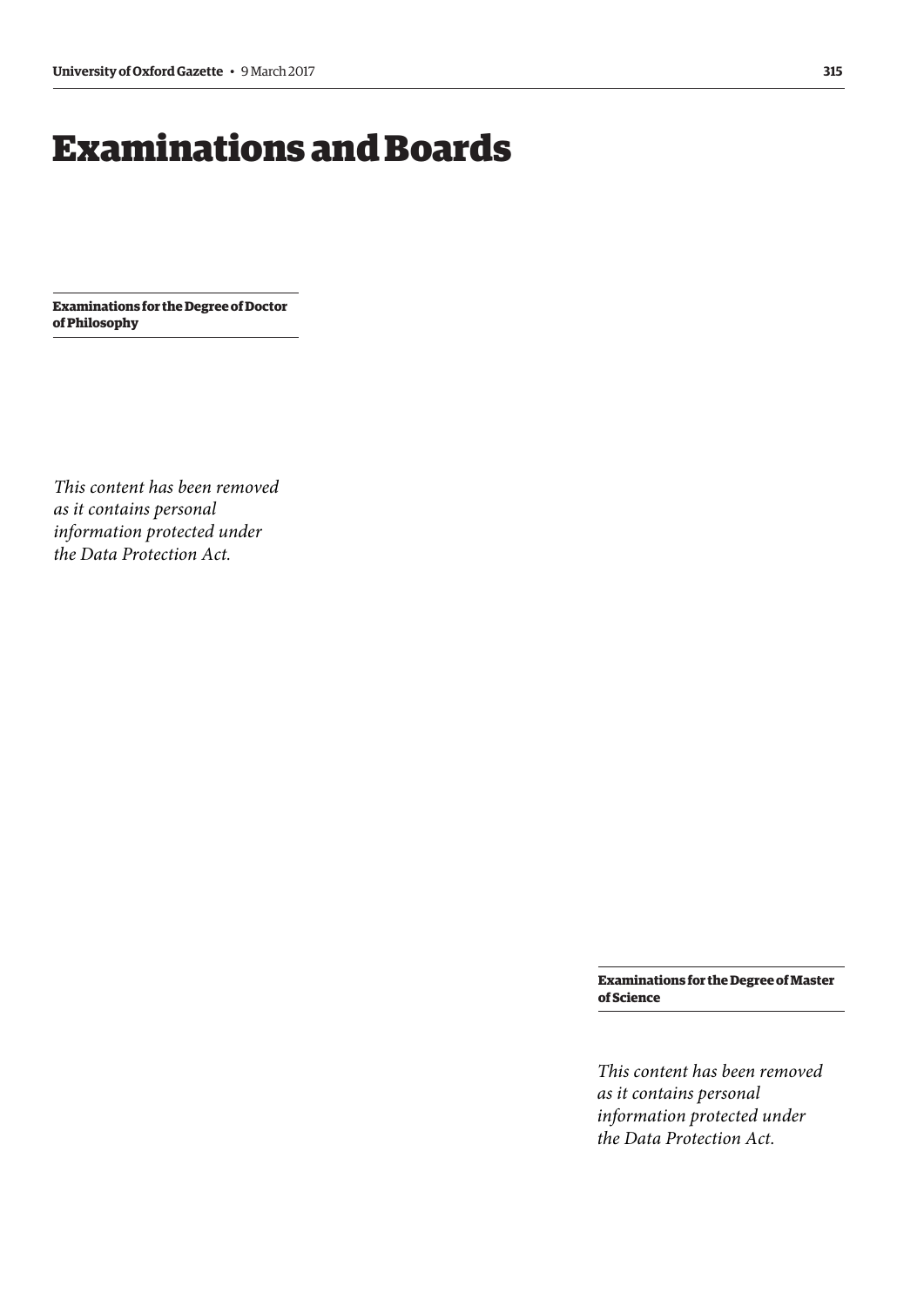# Examinations and Boards

**Examinations for the Degree of Doctor of Philosophy**

*This content has been removed as it contains personal information protected under the Data Protection Act.*

**Examinations for the Degree of Master of Science**

*This content has been removed as it contains personal information protected under the Data Protection Act.*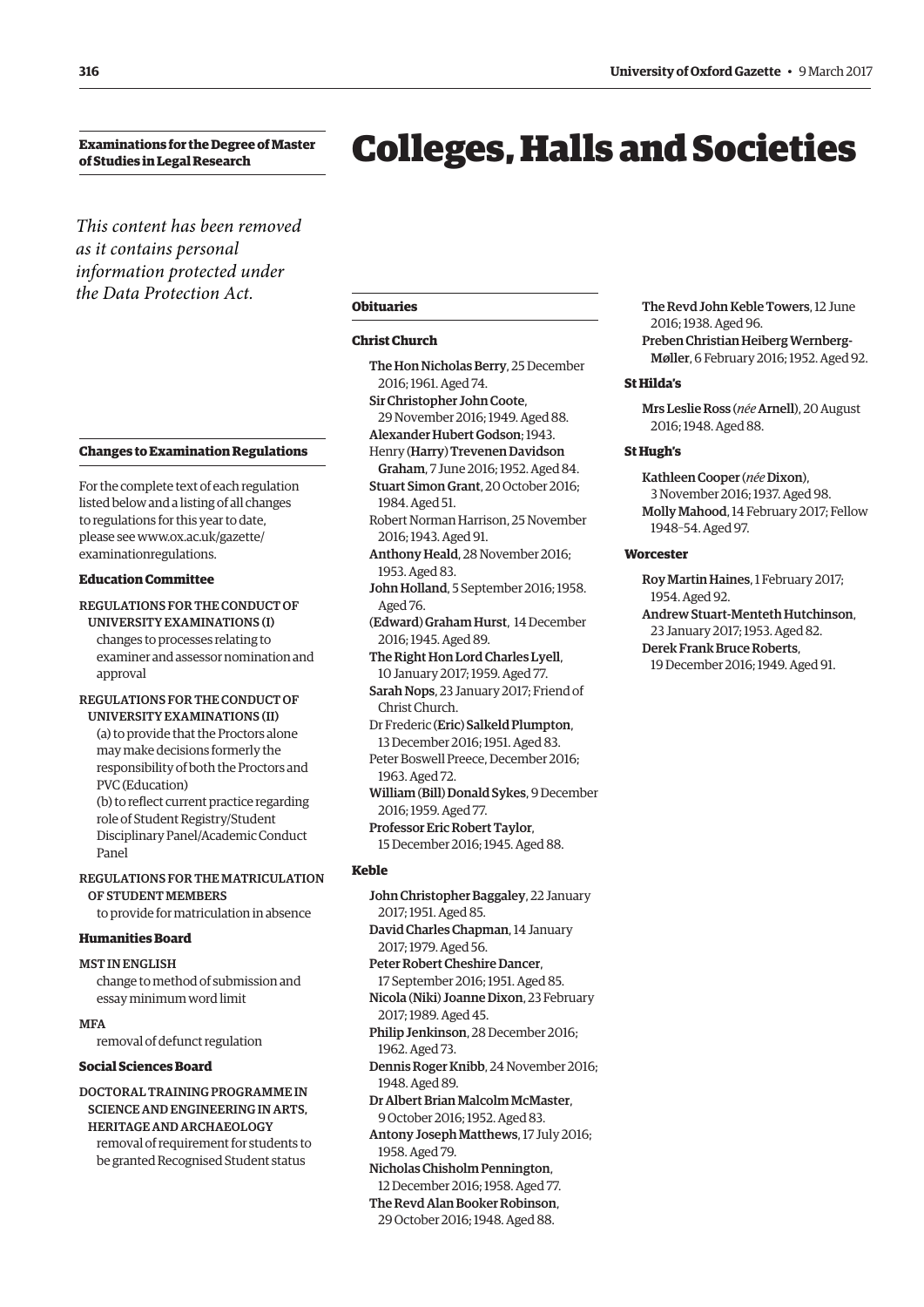### Examinations for the Degree of Master of Studies in Legal Research

*This content has been removed as it contains personal information protected under the Data Protection Act.*

### Changes to Examination Regulations

For the complete text of each regulation listed below and a listing of all changes to regulations for this year to date, please see www.ox.ac.uk/gazette/examinationregulations.

#### Education Committee

REGULATIONS FOR THE CONDUCT OF UNIVERSITY EXAMINATIONS (I)
changes to processes relating to examiner and assessor nomination and approval

REGULATIONS FOR THE CONDUCT OF UNIVERSITY EXAMINATIONS (II)
(a) to provide that the Proctors alone may make decisions formerly the responsibility of both the Proctors and PVC (Education)
(b) to reflect current practice regarding role of Student Registry/Student Disciplinary Panel/Academic Conduct Panel

REGULATIONS FOR THE MATRICULATION OF STUDENT MEMBERS
to provide for matriculation in absence

#### Humanities Board

MST IN ENGLISH
change to method of submission and essay minimum word limit

MFA
removal of defunct regulation

#### Social Sciences Board

DOCTORAL TRAINING PROGRAMME IN SCIENCE AND ENGINEERING IN ARTS, HERITAGE AND ARCHAEOLOGY
removal of requirement for students to be granted Recognised Student status

# Colleges, Halls and Societies

### Obituaries

#### Christ Church

**The Hon Nicholas Berry**, 25 December 2016; 1961. Aged 74.

**Sir Christopher John Coote**, 29 November 2016; 1949. Aged 88.

**Alexander Hubert Godson**; 1943.

Henry (**Harry**) **Trevenen Davidson Graham**, 7 June 2016; 1952. Aged 84.

**Stuart Simon Grant**, 20 October 2016; 1984. Aged 51.

Robert Norman Harrison, 25 November 2016; 1943. Aged 91.

**Anthony Heald**, 28 November 2016; 1953. Aged 83.

**John Holland**, 5 September 2016; 1958. Aged 76.

(**Edward**) **Graham Hurst**, 14 December 2016; 1945. Aged 89.

**The Right Hon Lord Charles Lyell**, 10 January 2017; 1959. Aged 77.

**Sarah Nops**, 23 January 2017; Friend of Christ Church.

Dr Frederic (**Eric**) **Salkeld Plumpton**, 13 December 2016; 1951. Aged 83.

Peter Boswell Preece, December 2016; 1963. Aged 72.

**William** (**Bill**) **Donald Sykes**, 9 December 2016; 1959. Aged 77.

**Professor Eric Robert Taylor**, 15 December 2016; 1945. Aged 88.

#### Keble

**John Christopher Baggaley**, 22 January 2017; 1951. Aged 85.

**David Charles Chapman**, 14 January 2017; 1979. Aged 56.

**Peter Robert Cheshire Dancer**, 17 September 2016; 1951. Aged 85.

**Nicola** (**Niki**) **Joanne Dixon**, 23 February 2017; 1989. Aged 45.

**Philip Jenkinson**, 28 December 2016; 1962. Aged 73.

**Dennis Roger Knibb**, 24 November 2016; 1948. Aged 89.

**Dr Albert Brian Malcolm McMaster**, 9 October 2016; 1952. Aged 83.

**Antony Joseph Matthews**, 17 July 2016; 1958. Aged 79.

**Nicholas Chisholm Pennington**, 12 December 2016; 1958. Aged 77.

**The Revd Alan Booker Robinson**, 29 October 2016; 1948. Aged 88.

**The Revd John Keble Towers**, 12 June 2016; 1938. Aged 96.

**Preben Christian Heiberg Wernberg-Møller**, 6 February 2016; 1952. Aged 92.

#### St Hilda's

**Mrs Leslie Ross** (*née* **Arnell**), 20 August 2016; 1948. Aged 88.

#### St Hugh's

**Kathleen Cooper** (*née* **Dixon**), 3 November 2016; 1937. Aged 98.

**Molly Mahood**, 14 February 2017; Fellow 1948–54. Aged 97.

#### Worcester

**Roy Martin Haines**, 1 February 2017; 1954. Aged 92.

**Andrew Stuart-Menteth Hutchinson**, 23 January 2017; 1953. Aged 82.

**Derek Frank Bruce Roberts**, 19 December 2016; 1949. Aged 91.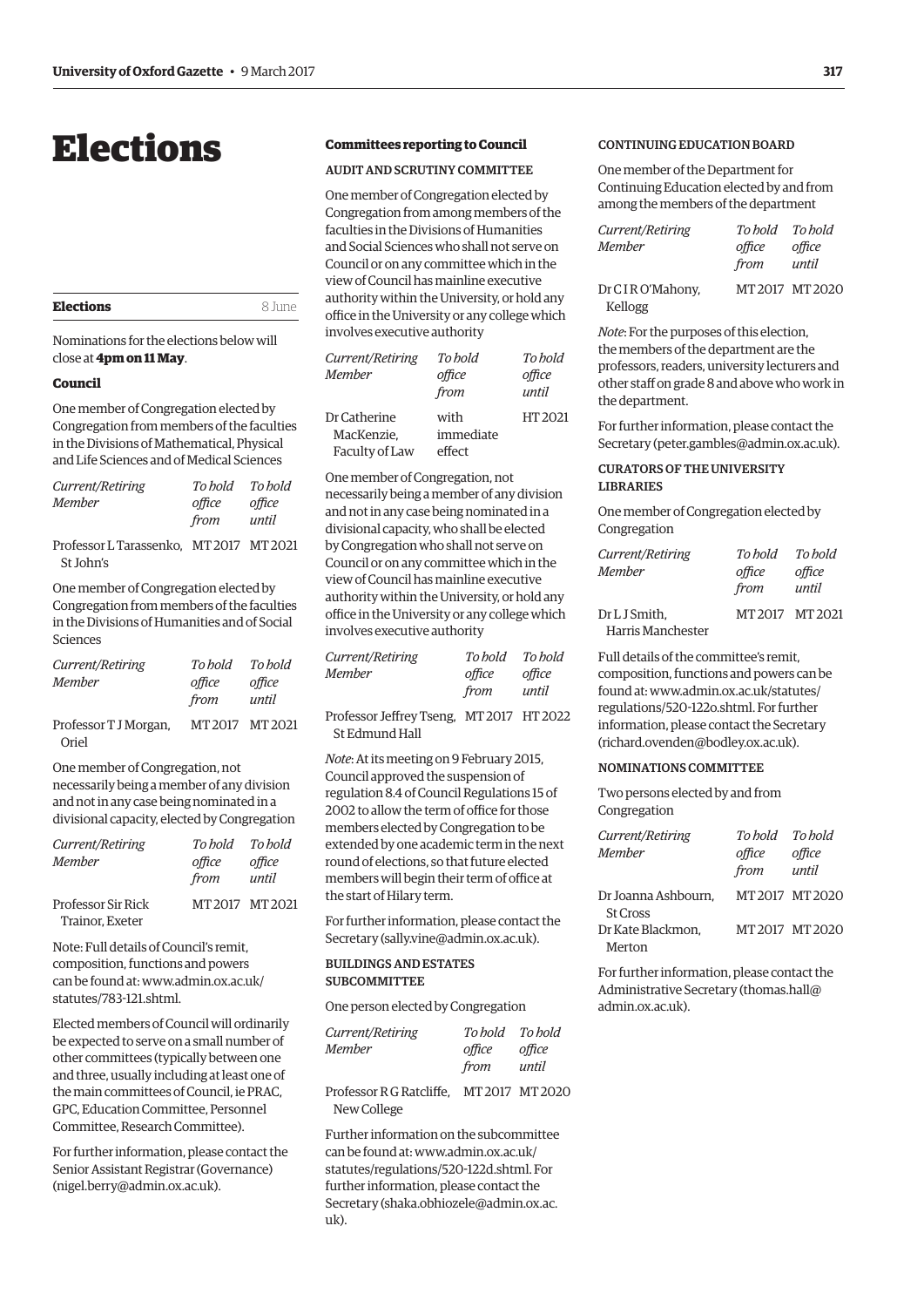# Elections

## Elections — 8 June

Nominations for the elections below will close at **4pm on 11 May**.

### Council

One member of Congregation elected by Congregation from members of the faculties in the Divisions of Mathematical, Physical and Life Sciences and of Medical Sciences

| *Current/Retiring Member* | *To hold office from* | *To hold office until* |
|---|---|---|
| Professor L Tarassenko, St John's | MT 2017 | MT 2021 |

One member of Congregation elected by Congregation from members of the faculties in the Divisions of Humanities and of Social Sciences

| *Current/Retiring Member* | *To hold office from* | *To hold office until* |
|---|---|---|
| Professor T J Morgan, Oriel | MT 2017 | MT 2021 |

One member of Congregation, not necessarily being a member of any division and not in any case being nominated in a divisional capacity, elected by Congregation

| *Current/Retiring Member* | *To hold office from* | *To hold office until* |
|---|---|---|
| Professor Sir Rick Trainor, Exeter | MT 2017 | MT 2021 |

Note: Full details of Council's remit, composition, functions and powers can be found at: www.admin.ox.ac.uk/statutes/783-121.shtml.

Elected members of Council will ordinarily be expected to serve on a small number of other committees (typically between one and three, usually including at least one of the main committees of Council, ie PRAC, GPC, Education Committee, Personnel Committee, Research Committee).

For further information, please contact the Senior Assistant Registrar (Governance) (nigel.berry@admin.ox.ac.uk).

### Committees reporting to Council

#### AUDIT AND SCRUTINY COMMITTEE

One member of Congregation elected by Congregation from among members of the faculties in the Divisions of Humanities and Social Sciences who shall not serve on Council or on any committee which in the view of Council has mainline executive authority within the University, or hold any office in the University or any college which involves executive authority

| *Current/Retiring Member* | *To hold office from* | *To hold office until* |
|---|---|---|
| Dr Catherine MacKenzie, Faculty of Law | with immediate effect | HT 2021 |

One member of Congregation, not necessarily being a member of any division and not in any case being nominated in a divisional capacity, who shall be elected by Congregation who shall not serve on Council or on any committee which in the view of Council has mainline executive authority within the University, or hold any office in the University or any college which involves executive authority

| *Current/Retiring Member* | *To hold office from* | *To hold office until* |
|---|---|---|
| Professor Jeffrey Tseng, St Edmund Hall | MT 2017 | HT 2022 |

*Note*: At its meeting on 9 February 2015, Council approved the suspension of regulation 8.4 of Council Regulations 15 of 2002 to allow the term of office for those members elected by Congregation to be extended by one academic term in the next round of elections, so that future elected members will begin their term of office at the start of Hilary term.

For further information, please contact the Secretary (sally.vine@admin.ox.ac.uk).

#### BUILDINGS AND ESTATES SUBCOMMITTEE

One person elected by Congregation

| *Current/Retiring Member* | *To hold office from* | *To hold office until* |
|---|---|---|
| Professor R G Ratcliffe, New College | MT 2017 | MT 2020 |

Further information on the subcommittee can be found at: www.admin.ox.ac.uk/statutes/regulations/520-122d.shtml. For further information, please contact the Secretary (shaka.obhiozele@admin.ox.ac.uk).

#### CONTINUING EDUCATION BOARD

One member of the Department for Continuing Education elected by and from among the members of the department

| *Current/Retiring Member* | *To hold office from* | *To hold office until* |
|---|---|---|
| Dr C I R O'Mahony, Kellogg | MT 2017 | MT 2020 |

*Note*: For the purposes of this election, the members of the department are the professors, readers, university lecturers and other staff on grade 8 and above who work in the department.

For further information, please contact the Secretary (peter.gambles@admin.ox.ac.uk).

#### CURATORS OF THE UNIVERSITY LIBRARIES

One member of Congregation elected by Congregation

| *Current/Retiring Member* | *To hold office from* | *To hold office until* |
|---|---|---|
| Dr L J Smith, Harris Manchester | MT 2017 | MT 2021 |

Full details of the committee's remit, composition, functions and powers can be found at: www.admin.ox.ac.uk/statutes/regulations/520-122o.shtml. For further information, please contact the Secretary (richard.ovenden@bodley.ox.ac.uk).

#### NOMINATIONS COMMITTEE

Two persons elected by and from Congregation

| *Current/Retiring Member* | *To hold office from* | *To hold office until* |
|---|---|---|
| Dr Joanna Ashbourn, St Cross | MT 2017 | MT 2020 |
| Dr Kate Blackmon, Merton | MT 2017 | MT 2020 |

For further information, please contact the Administrative Secretary (thomas.hall@admin.ox.ac.uk).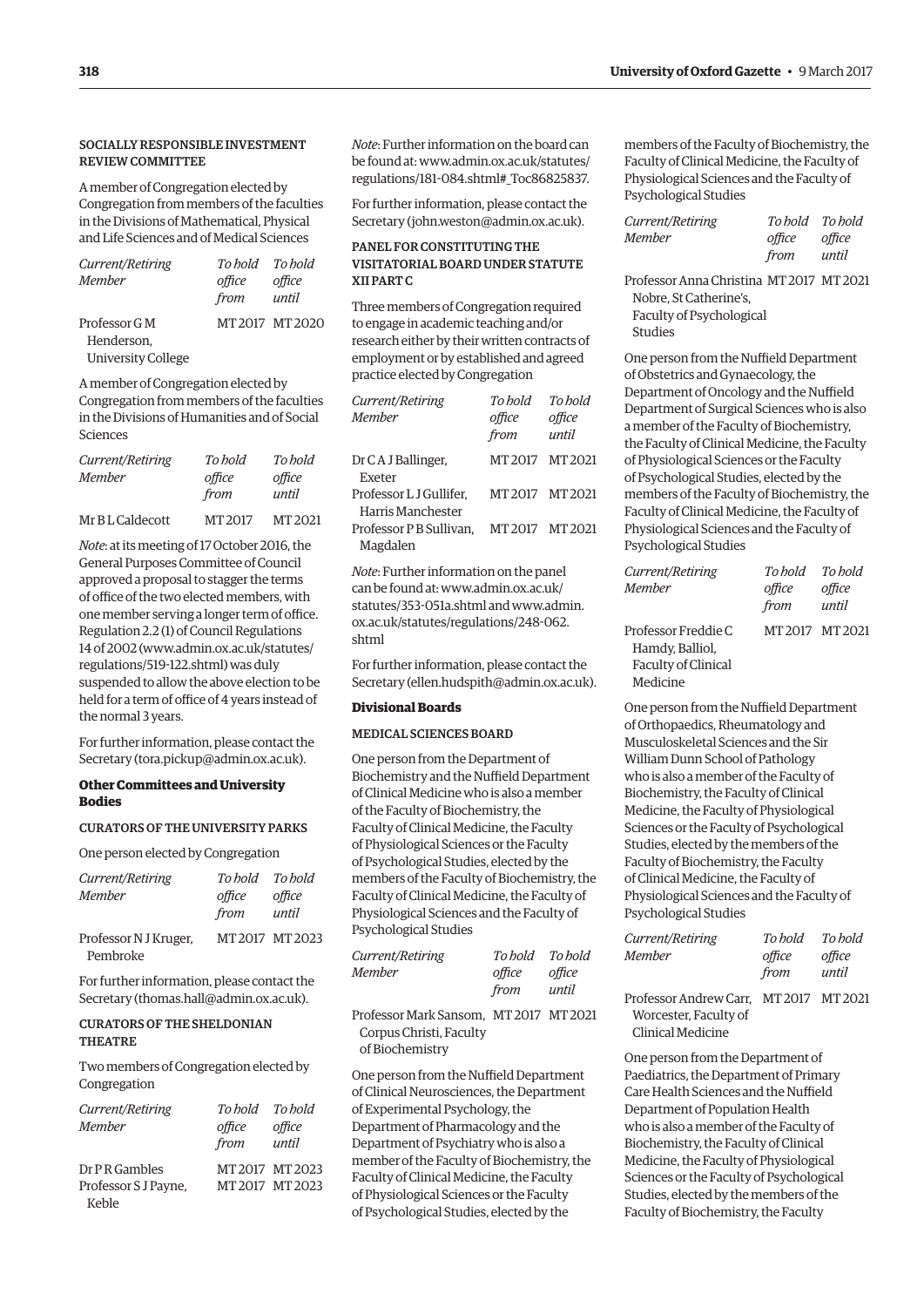#### SOCIALLY RESPONSIBLE INVESTMENT REVIEW COMMITTEE

A member of Congregation elected by Congregation from members of the faculties in the Divisions of Mathematical, Physical and Life Sciences and of Medical Sciences

| *Current/Retiring Member* | *To hold office from* | *To hold office until* |
|---|---|---|
| Professor G M Henderson, University College | MT 2017 | MT 2020 |

A member of Congregation elected by Congregation from members of the faculties in the Divisions of Humanities and of Social Sciences

| *Current/Retiring Member* | *To hold office from* | *To hold office until* |
|---|---|---|
| Mr B L Caldecott | MT 2017 | MT 2021 |

*Note*: at its meeting of 17 October 2016, the General Purposes Committee of Council approved a proposal to stagger the terms of office of the two elected members, with one member serving a longer term of office. Regulation 2.2 (1) of Council Regulations 14 of 2002 (www.admin.ox.ac.uk/statutes/regulations/519-122.shtml) was duly suspended to allow the above election to be held for a term of office of 4 years instead of the normal 3 years.

For further information, please contact the Secretary (tora.pickup@admin.ox.ac.uk).

### Other Committees and University Bodies

#### CURATORS OF THE UNIVERSITY PARKS

One person elected by Congregation

| *Current/Retiring Member* | *To hold office from* | *To hold office until* |
|---|---|---|
| Professor N J Kruger, Pembroke | MT 2017 | MT 2023 |

For further information, please contact the Secretary (thomas.hall@admin.ox.ac.uk).

#### CURATORS OF THE SHELDONIAN THEATRE

Two members of Congregation elected by Congregation

| *Current/Retiring Member* | *To hold office from* | *To hold office until* |
|---|---|---|
| Dr P R Gambles | MT 2017 | MT 2023 |
| Professor S J Payne, Keble | MT 2017 | MT 2023 |

*Note*: Further information on the board can be found at: www.admin.ox.ac.uk/statutes/regulations/181-084.shtml#_Toc86825837.

For further information, please contact the Secretary (john.weston@admin.ox.ac.uk).

#### PANEL FOR CONSTITUTING THE VISITATORIAL BOARD UNDER STATUTE XII PART C

Three members of Congregation required to engage in academic teaching and/or research either by their written contracts of employment or by established and agreed practice elected by Congregation

| *Current/Retiring Member* | *To hold office from* | *To hold office until* |
|---|---|---|
| Dr C A J Ballinger, Exeter | MT 2017 | MT 2021 |
| Professor L J Gullifer, Harris Manchester | MT 2017 | MT 2021 |
| Professor P B Sullivan, Magdalen | MT 2017 | MT 2021 |

*Note*: Further information on the panel can be found at: www.admin.ox.ac.uk/statutes/353-051a.shtml and www.admin.ox.ac.uk/statutes/regulations/248-062.shtml

For further information, please contact the Secretary (ellen.hudspith@admin.ox.ac.uk).

### Divisional Boards

#### MEDICAL SCIENCES BOARD

One person from the Department of Biochemistry and the Nuffield Department of Clinical Medicine who is also a member of the Faculty of Biochemistry, the Faculty of Clinical Medicine, the Faculty of Physiological Sciences or the Faculty of Psychological Studies, elected by the members of the Faculty of Biochemistry, the Faculty of Clinical Medicine, the Faculty of Physiological Sciences and the Faculty of Psychological Studies

| *Current/Retiring Member* | *To hold office from* | *To hold office until* |
|---|---|---|
| Professor Mark Sansom, Corpus Christi, Faculty of Biochemistry | MT 2017 | MT 2021 |

One person from the Nuffield Department of Clinical Neurosciences, the Department of Experimental Psychology, the Department of Pharmacology and the Department of Psychiatry who is also a member of the Faculty of Biochemistry, the Faculty of Clinical Medicine, the Faculty of Physiological Sciences or the Faculty of Psychological Studies, elected by the members of the Faculty of Biochemistry, the Faculty of Clinical Medicine, the Faculty of Physiological Sciences and the Faculty of Psychological Studies

| *Current/Retiring Member* | *To hold office from* | *To hold office until* |
|---|---|---|
| Professor Anna Christina Nobre, St Catherine's, Faculty of Psychological Studies | MT 2017 | MT 2021 |

One person from the Nuffield Department of Obstetrics and Gynaecology, the Department of Oncology and the Nuffield Department of Surgical Sciences who is also a member of the Faculty of Biochemistry, the Faculty of Clinical Medicine, the Faculty of Physiological Sciences or the Faculty of Psychological Studies, elected by the members of the Faculty of Biochemistry, the Faculty of Clinical Medicine, the Faculty of Physiological Sciences and the Faculty of Psychological Studies

| *Current/Retiring Member* | *To hold office from* | *To hold office until* |
|---|---|---|
| Professor Freddie C Hamdy, Balliol, Faculty of Clinical Medicine | MT 2017 | MT 2021 |

One person from the Nuffield Department of Orthopaedics, Rheumatology and Musculoskeletal Sciences and the Sir William Dunn School of Pathology who is also a member of the Faculty of Biochemistry, the Faculty of Clinical Medicine, the Faculty of Physiological Sciences or the Faculty of Psychological Studies, elected by the members of the Faculty of Biochemistry, the Faculty of Clinical Medicine, the Faculty of Physiological Sciences and the Faculty of Psychological Studies

| *Current/Retiring Member* | *To hold office from* | *To hold office until* |
|---|---|---|
| Professor Andrew Carr, Worcester, Faculty of Clinical Medicine | MT 2017 | MT 2021 |

One person from the Department of Paediatrics, the Department of Primary Care Health Sciences and the Nuffield Department of Population Health who is also a member of the Faculty of Biochemistry, the Faculty of Clinical Medicine, the Faculty of Physiological Sciences or the Faculty of Psychological Studies, elected by the members of the Faculty of Biochemistry, the Faculty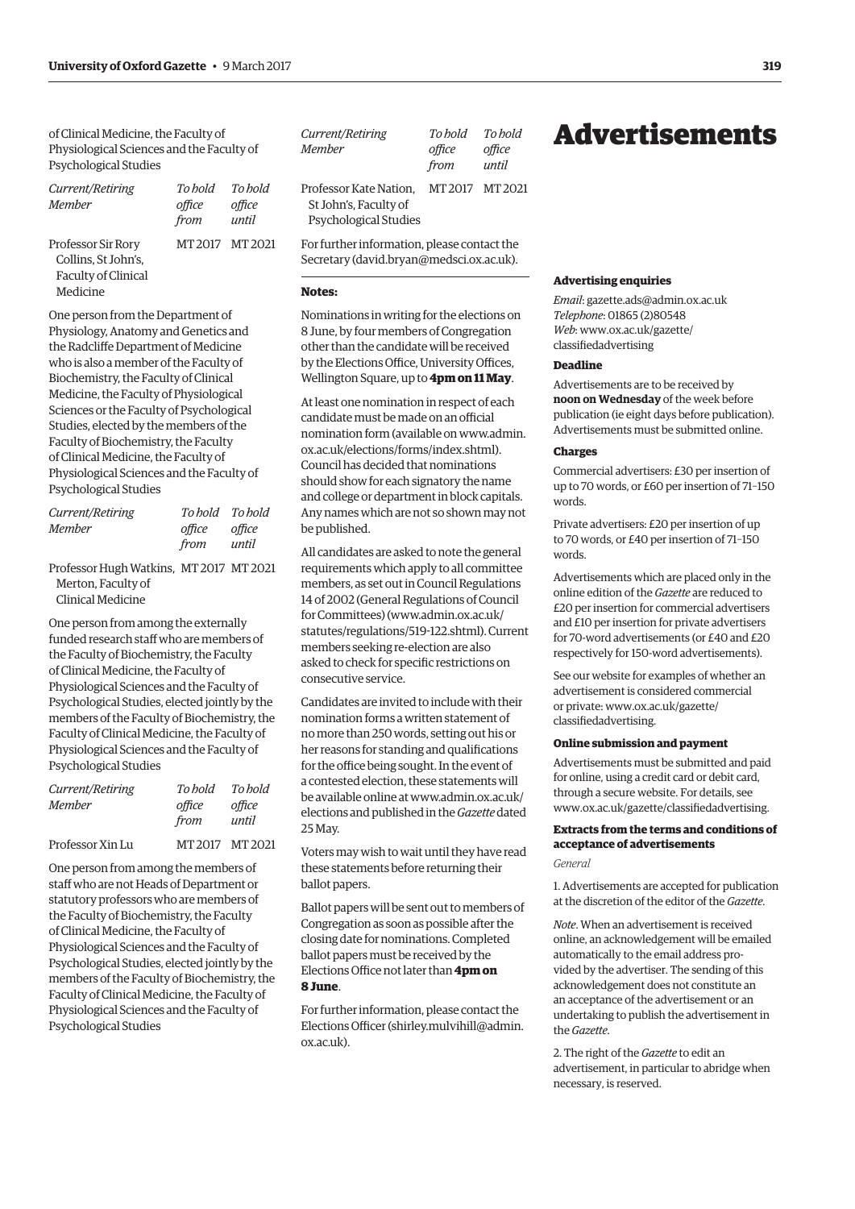of Clinical Medicine, the Faculty of Physiological Sciences and the Faculty of Psychological Studies

| *Current/Retiring Member* | *To hold office from* | *To hold office until* |
|---|---|---|
| Professor Sir Rory Collins, St John's, Faculty of Clinical Medicine | MT 2017 | MT 2021 |

One person from the Department of Physiology, Anatomy and Genetics and the Radcliffe Department of Medicine who is also a member of the Faculty of Biochemistry, the Faculty of Clinical Medicine, the Faculty of Physiological Sciences or the Faculty of Psychological Studies, elected by the members of the Faculty of Biochemistry, the Faculty of Clinical Medicine, the Faculty of Physiological Sciences and the Faculty of Psychological Studies

| *Current/Retiring Member* | *To hold office from* | *To hold office until* |
|---|---|---|
| Professor Hugh Watkins, Merton, Faculty of Clinical Medicine | MT 2017 | MT 2021 |

One person from among the externally funded research staff who are members of the Faculty of Biochemistry, the Faculty of Clinical Medicine, the Faculty of Physiological Sciences and the Faculty of Psychological Studies, elected jointly by the members of the Faculty of Biochemistry, the Faculty of Clinical Medicine, the Faculty of Physiological Sciences and the Faculty of Psychological Studies

| *Current/Retiring Member* | *To hold office from* | *To hold office until* |
|---|---|---|
| Professor Xin Lu | MT 2017 | MT 2021 |

One person from among the members of staff who are not Heads of Department or statutory professors who are members of the Faculty of Biochemistry, the Faculty of Clinical Medicine, the Faculty of Physiological Sciences and the Faculty of Psychological Studies, elected jointly by the members of the Faculty of Biochemistry, the Faculty of Clinical Medicine, the Faculty of Physiological Sciences and the Faculty of Psychological Studies

| *Current/Retiring Member* | *To hold office from* | *To hold office until* |
|---|---|---|
| Professor Kate Nation, St John's, Faculty of Psychological Studies | MT 2017 | MT 2021 |

For further information, please contact the Secretary (david.bryan@medsci.ox.ac.uk).

**Notes:**

Nominations in writing for the elections on 8 June, by four members of Congregation other than the candidate will be received by the Elections Office, University Offices, Wellington Square, up to **4pm on 11 May**.

At least one nomination in respect of each candidate must be made on an official nomination form (available on www.admin.ox.ac.uk/elections/forms/index.shtml). Council has decided that nominations should show for each signatory the name and college or department in block capitals. Any names which are not so shown may not be published.

All candidates are asked to note the general requirements which apply to all committee members, as set out in Council Regulations 14 of 2002 (General Regulations of Council for Committees) (www.admin.ox.ac.uk/statutes/regulations/519-122.shtml). Current members seeking re-election are also asked to check for specific restrictions on consecutive service.

Candidates are invited to include with their nomination forms a written statement of no more than 250 words, setting out his or her reasons for standing and qualifications for the office being sought. In the event of a contested election, these statements will be available online at www.admin.ox.ac.uk/elections and published in the *Gazette* dated 25 May.

Voters may wish to wait until they have read these statements before returning their ballot papers.

Ballot papers will be sent out to members of Congregation as soon as possible after the closing date for nominations. Completed ballot papers must be received by the Elections Office not later than **4pm on 8 June**.

For further information, please contact the Elections Officer (shirley.mulvihill@admin.ox.ac.uk).

# Advertisements

#### Advertising enquiries

*Email*: gazette.ads@admin.ox.ac.uk
*Telephone*: 01865 (2)80548
*Web*: www.ox.ac.uk/gazette/classifiedadvertising

#### Deadline

Advertisements are to be received by **noon on Wednesday** of the week before publication (ie eight days before publication). Advertisements must be submitted online.

#### Charges

Commercial advertisers: £30 per insertion of up to 70 words, or £60 per insertion of 71–150 words.

Private advertisers: £20 per insertion of up to 70 words, or £40 per insertion of 71–150 words.

Advertisements which are placed only in the online edition of the *Gazette* are reduced to £20 per insertion for commercial advertisers and £10 per insertion for private advertisers for 70-word advertisements (or £40 and £20 respectively for 150-word advertisements).

See our website for examples of whether an advertisement is considered commercial or private: www.ox.ac.uk/gazette/classifiedadvertising.

#### Online submission and payment

Advertisements must be submitted and paid for online, using a credit card or debit card, through a secure website. For details, see www.ox.ac.uk/gazette/classifiedadvertising.

#### Extracts from the terms and conditions of acceptance of advertisements

*General*

1. Advertisements are accepted for publication at the discretion of the editor of the *Gazette*.

*Note*. When an advertisement is received online, an acknowledgement will be emailed automatically to the email address provided by the advertiser. The sending of this acknowledgement does not constitute an an acceptance of the advertisement or an undertaking to publish the advertisement in the *Gazette*.

2. The right of the *Gazette* to edit an advertisement, in particular to abridge when necessary, is reserved.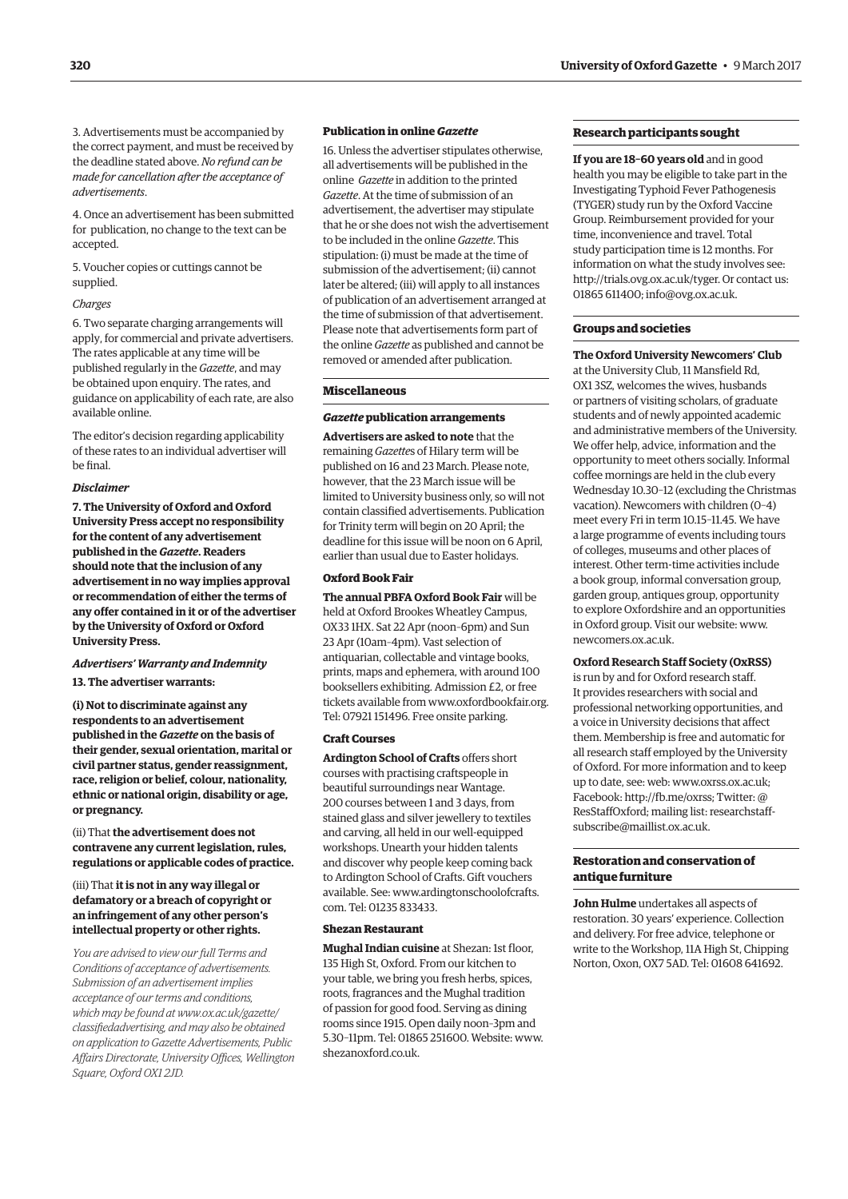3. Advertisements must be accompanied by the correct payment, and must be received by the deadline stated above. *No refund can be made for cancellation after the acceptance of advertisements*.

4. Once an advertisement has been submitted for publication, no change to the text can be accepted.

5. Voucher copies or cuttings cannot be supplied.

*Charges*

6. Two separate charging arrangements will apply, for commercial and private advertisers. The rates applicable at any time will be published regularly in the *Gazette*, and may be obtained upon enquiry. The rates, and guidance on applicability of each rate, are also available online.

The editor's decision regarding applicability of these rates to an individual advertiser will be final.

***Disclaimer***

**7. The University of Oxford and Oxford University Press accept no responsibility for the content of any advertisement published in the *Gazette*. Readers should note that the inclusion of any advertisement in no way implies approval or recommendation of either the terms of any offer contained in it or of the advertiser by the University of Oxford or Oxford University Press.**

***Advertisers' Warranty and Indemnity***

**13. The advertiser warrants:**

**(i) Not to discriminate against any respondents to an advertisement published in the *Gazette* on the basis of their gender, sexual orientation, marital or civil partner status, gender reassignment, race, religion or belief, colour, nationality, ethnic or national origin, disability or age, or pregnancy.**

(ii) That **the advertisement does not contravene any current legislation, rules, regulations or applicable codes of practice.**

(iii) That **it is not in any way illegal or defamatory or a breach of copyright or an infringement of any other person's intellectual property or other rights.**

*You are advised to view our full Terms and Conditions of acceptance of advertisements. Submission of an advertisement implies acceptance of our terms and conditions, which may be found at www.ox.ac.uk/gazette/classifiedadvertising, and may also be obtained on application to Gazette Advertisements, Public Affairs Directorate, University Offices, Wellington Square, Oxford OX1 2JD.*

**Publication in online *Gazette***

16. Unless the advertiser stipulates otherwise, all advertisements will be published in the online *Gazette* in addition to the printed *Gazette*. At the time of submission of an advertisement, the advertiser may stipulate that he or she does not wish the advertisement to be included in the online *Gazette*. This stipulation: (i) must be made at the time of submission of the advertisement; (ii) cannot later be altered; (iii) will apply to all instances of publication of an advertisement arranged at the time of submission of that advertisement. Please note that advertisements form part of the online *Gazette* as published and cannot be removed or amended after publication.

## Miscellaneous

### *Gazette* publication arrangements

**Advertisers are asked to note** that the remaining *Gazette*s of Hilary term will be published on 16 and 23 March. Please note, however, that the 23 March issue will be limited to University business only, so will not contain classified advertisements. Publication for Trinity term will begin on 20 April; the deadline for this issue will be noon on 6 April, earlier than usual due to Easter holidays.

### Oxford Book Fair

**The annual PBFA Oxford Book Fair** will be held at Oxford Brookes Wheatley Campus, OX33 1HX. Sat 22 Apr (noon–6pm) and Sun 23 Apr (10am–4pm). Vast selection of antiquarian, collectable and vintage books, prints, maps and ephemera, with around 100 booksellers exhibiting. Admission £2, or free tickets available from www.oxfordbookfair.org. Tel: 07921 151496. Free onsite parking.

### Craft Courses

**Ardington School of Crafts** offers short courses with practising craftspeople in beautiful surroundings near Wantage. 200 courses between 1 and 3 days, from stained glass and silver jewellery to textiles and carving, all held in our well-equipped workshops. Unearth your hidden talents and discover why people keep coming back to Ardington School of Crafts. Gift vouchers available. See: www.ardingtonschoolofcrafts.com. Tel: 01235 833433.

### Shezan Restaurant

**Mughal Indian cuisine** at Shezan: 1st floor, 135 High St, Oxford. From our kitchen to your table, we bring you fresh herbs, spices, roots, fragrances and the Mughal tradition of passion for good food. Serving as dining rooms since 1915. Open daily noon–3pm and 5.30–11pm. Tel: 01865 251600. Website: www.shezanoxford.co.uk.

## Research participants sought

**If you are 18–60 years old** and in good health you may be eligible to take part in the Investigating Typhoid Fever Pathogenesis (TYGER) study run by the Oxford Vaccine Group. Reimbursement provided for your time, inconvenience and travel. Total study participation time is 12 months. For information on what the study involves see: http://trials.ovg.ox.ac.uk/tyger. Or contact us: 01865 611400; info@ovg.ox.ac.uk.

## Groups and societies

**The Oxford University Newcomers' Club** at the University Club, 11 Mansfield Rd, OX1 3SZ, welcomes the wives, husbands or partners of visiting scholars, of graduate students and of newly appointed academic and administrative members of the University. We offer help, advice, information and the opportunity to meet others socially. Informal coffee mornings are held in the club every Wednesday 10.30–12 (excluding the Christmas vacation). Newcomers with children (0–4) meet every Fri in term 10.15–11.45. We have a large programme of events including tours of colleges, museums and other places of interest. Other term-time activities include a book group, informal conversation group, garden group, antiques group, opportunity to explore Oxfordshire and an opportunities in Oxford group. Visit our website: www.newcomers.ox.ac.uk.

**Oxford Research Staff Society (OxRSS)** is run by and for Oxford research staff. It provides researchers with social and professional networking opportunities, and a voice in University decisions that affect them. Membership is free and automatic for all research staff employed by the University of Oxford. For more information and to keep up to date, see: web: www.oxrss.ox.ac.uk; Facebook: http://fb.me/oxrss; Twitter: @ResStaffOxford; mailing list: researchstaff-subscribe@maillist.ox.ac.uk.

## Restoration and conservation of antique furniture

**John Hulme** undertakes all aspects of restoration. 30 years' experience. Collection and delivery. For free advice, telephone or write to the Workshop, 11A High St, Chipping Norton, Oxon, OX7 5AD. Tel: 01608 641692.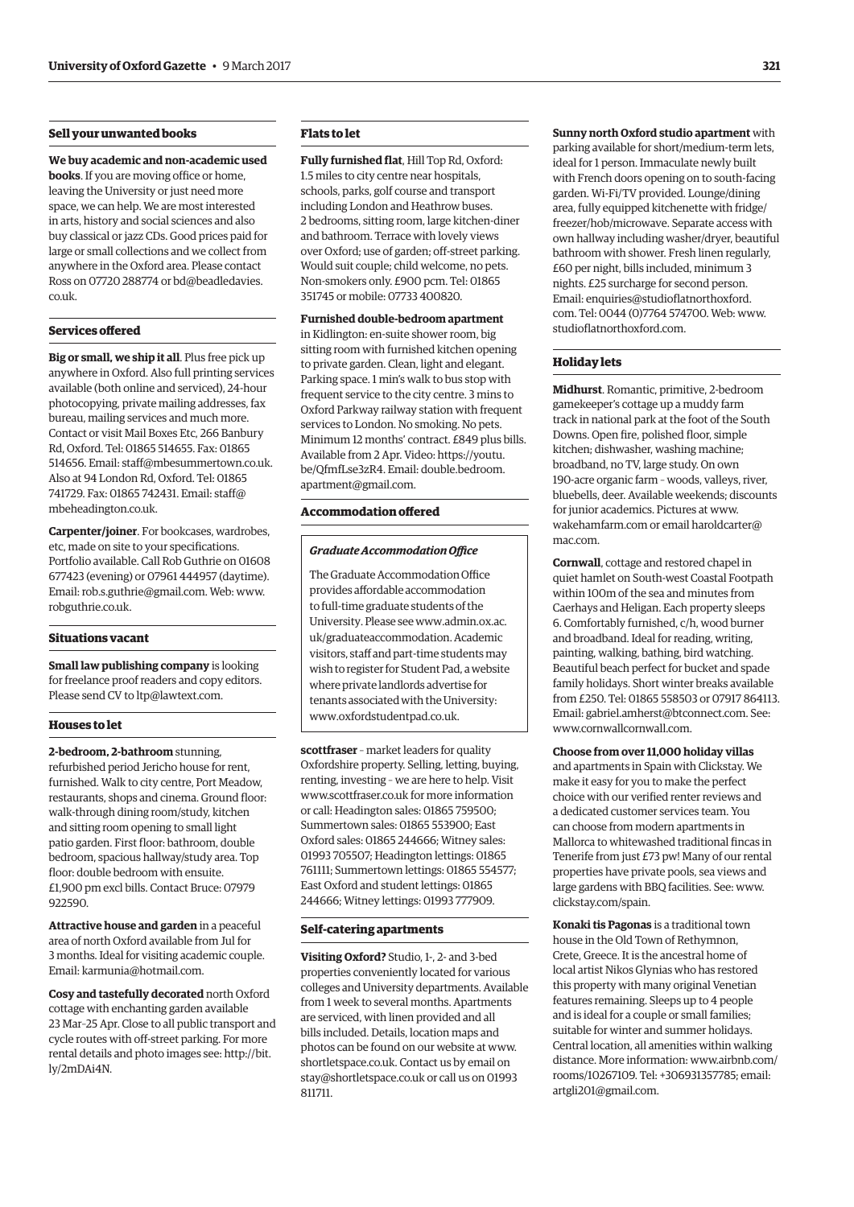## Sell your unwanted books

**We buy academic and non-academic used books**. If you are moving office or home, leaving the University or just need more space, we can help. We are most interested in arts, history and social sciences and also buy classical or jazz CDs. Good prices paid for large or small collections and we collect from anywhere in the Oxford area. Please contact Ross on 07720 288774 or bd@beadledavies.co.uk.

## Services offered

**Big or small, we ship it all**. Plus free pick up anywhere in Oxford. Also full printing services available (both online and serviced), 24-hour photocopying, private mailing addresses, fax bureau, mailing services and much more. Contact or visit Mail Boxes Etc, 266 Banbury Rd, Oxford. Tel: 01865 514655. Fax: 01865 514656. Email: staff@mbesummertown.co.uk. Also at 94 London Rd, Oxford. Tel: 01865 741729. Fax: 01865 742431. Email: staff@mbeheadington.co.uk.

**Carpenter/joiner**. For bookcases, wardrobes, etc, made on site to your specifications. Portfolio available. Call Rob Guthrie on 01608 677423 (evening) or 07961 444957 (daytime). Email: rob.s.guthrie@gmail.com. Web: www.robguthrie.co.uk.

## Situations vacant

**Small law publishing company** is looking for freelance proof readers and copy editors. Please send CV to ltp@lawtext.com.

## Houses to let

**2-bedroom, 2-bathroom** stunning, refurbished period Jericho house for rent, furnished. Walk to city centre, Port Meadow, restaurants, shops and cinema. Ground floor: walk-through dining room/study, kitchen and sitting room opening to small light patio garden. First floor: bathroom, double bedroom, spacious hallway/study area. Top floor: double bedroom with ensuite. £1,900 pm excl bills. Contact Bruce: 07979 922590.

**Attractive house and garden** in a peaceful area of north Oxford available from Jul for 3 months. Ideal for visiting academic couple. Email: karmunia@hotmail.com.

**Cosy and tastefully decorated** north Oxford cottage with enchanting garden available 23 Mar–25 Apr. Close to all public transport and cycle routes with off-street parking. For more rental details and photo images see: http://bit.ly/2mDAi4N.

## Flats to let

**Fully furnished flat**, Hill Top Rd, Oxford: 1.5 miles to city centre near hospitals, schools, parks, golf course and transport including London and Heathrow buses. 2 bedrooms, sitting room, large kitchen-diner and bathroom. Terrace with lovely views over Oxford; use of garden; off-street parking. Would suit couple; child welcome, no pets. Non-smokers only. £900 pcm. Tel: 01865 351745 or mobile: 07733 400820.

**Furnished double-bedroom apartment** in Kidlington: en-suite shower room, big sitting room with furnished kitchen opening to private garden. Clean, light and elegant. Parking space. 1 min's walk to bus stop with frequent service to the city centre. 3 mins to Oxford Parkway railway station with frequent services to London. No smoking. No pets. Minimum 12 months' contract. £849 plus bills. Available from 2 Apr. Video: https://youtu.be/QfmfLse3zR4. Email: double.bedroom.apartment@gmail.com.

## Accommodation offered

***Graduate Accommodation Office***

The Graduate Accommodation Office provides affordable accommodation to full-time graduate students of the University. Please see www.admin.ox.ac.uk/graduateaccommodation. Academic visitors, staff and part-time students may wish to register for Student Pad, a website where private landlords advertise for tenants associated with the University: www.oxfordstudentpad.co.uk.

**scottfraser** – market leaders for quality Oxfordshire property. Selling, letting, buying, renting, investing – we are here to help. Visit www.scottfraser.co.uk for more information or call: Headington sales: 01865 759500; Summertown sales: 01865 553900; East Oxford sales: 01865 244666; Witney sales: 01993 705507; Headington lettings: 01865 761111; Summertown lettings: 01865 554577; East Oxford and student lettings: 01865 244666; Witney lettings: 01993 777909.

## Self-catering apartments

**Visiting Oxford?** Studio, 1-, 2- and 3-bed properties conveniently located for various colleges and University departments. Available from 1 week to several months. Apartments are serviced, with linen provided and all bills included. Details, location maps and photos can be found on our website at www.shortletspace.co.uk. Contact us by email on stay@shortletspace.co.uk or call us on 01993 811711.

**Sunny north Oxford studio apartment** with parking available for short/medium-term lets, ideal for 1 person. Immaculate newly built with French doors opening on to south-facing garden. Wi-Fi/TV provided. Lounge/dining area, fully equipped kitchenette with fridge/freezer/hob/microwave. Separate access with own hallway including washer/dryer, beautiful bathroom with shower. Fresh linen regularly, £60 per night, bills included, minimum 3 nights. £25 surcharge for second person. Email: enquiries@studioflatnorthoxford.com. Tel: 0044 (0)7764 574700. Web: www.studioflatnorthoxford.com.

## Holiday lets

**Midhurst**. Romantic, primitive, 2-bedroom gamekeeper's cottage up a muddy farm track in national park at the foot of the South Downs. Open fire, polished floor, simple kitchen; dishwasher, washing machine; broadband, no TV, large study. On own 190-acre organic farm – woods, valleys, river, bluebells, deer. Available weekends; discounts for junior academics. Pictures at www.wakehamfarm.com or email haroldcarter@mac.com.

**Cornwall**, cottage and restored chapel in quiet hamlet on South-west Coastal Footpath within 100m of the sea and minutes from Caerhays and Heligan. Each property sleeps 6. Comfortably furnished, c/h, wood burner and broadband. Ideal for reading, writing, painting, walking, bathing, bird watching. Beautiful beach perfect for bucket and spade family holidays. Short winter breaks available from £250. Tel: 01865 558503 or 07917 864113. Email: gabriel.amherst@btconnect.com. See: www.cornwallcornwall.com.

**Choose from over 11,000 holiday villas** and apartments in Spain with Clickstay. We make it easy for you to make the perfect choice with our verified renter reviews and a dedicated customer services team. You can choose from modern apartments in Mallorca to whitewashed traditional fincas in Tenerife from just £73 pw! Many of our rental properties have private pools, sea views and large gardens with BBQ facilities. See: www.clickstay.com/spain.

**Konaki tis Pagonas** is a traditional town house in the Old Town of Rethymnon, Crete, Greece. It is the ancestral home of local artist Nikos Glynias who has restored this property with many original Venetian features remaining. Sleeps up to 4 people and is ideal for a couple or small families; suitable for winter and summer holidays. Central location, all amenities within walking distance. More information: www.airbnb.com/rooms/10267109. Tel: +306931357785; email: artgli201@gmail.com.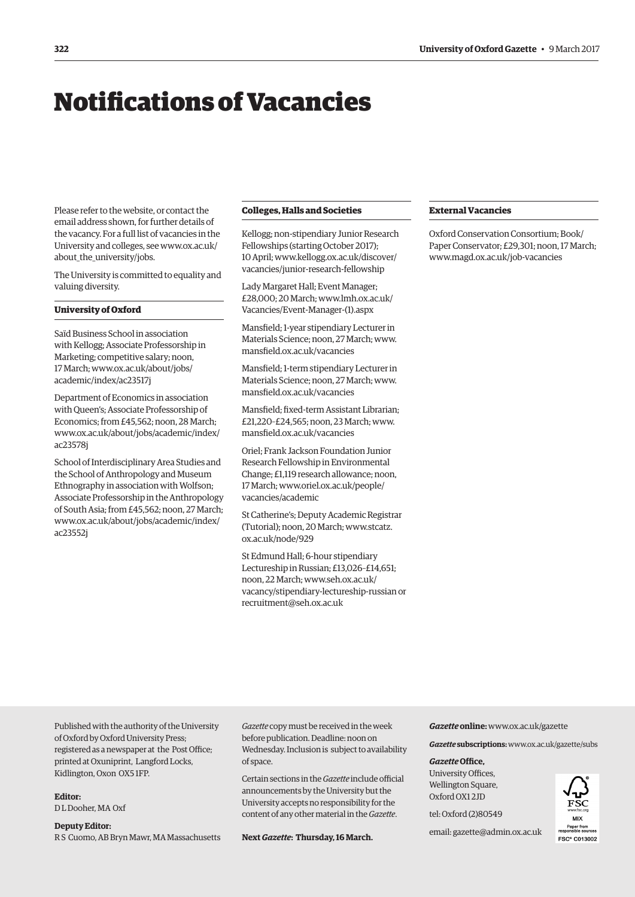# Notifications of Vacancies

Please refer to the website, or contact the email address shown, for further details of the vacancy. For a full list of vacancies in the University and colleges, see www.ox.ac.uk/about_the_university/jobs.

The University is committed to equality and valuing diversity.

### University of Oxford

Saïd Business School in association with Kellogg; Associate Professorship in Marketing; competitive salary; noon, 17 March; www.ox.ac.uk/about/jobs/academic/index/ac23517j

Department of Economics in association with Queen's; Associate Professorship of Economics; from £45,562; noon, 28 March; www.ox.ac.uk/about/jobs/academic/index/ac23578j

School of Interdisciplinary Area Studies and the School of Anthropology and Museum Ethnography in association with Wolfson; Associate Professorship in the Anthropology of South Asia; from £45,562; noon, 27 March; www.ox.ac.uk/about/jobs/academic/index/ac23552j

### Colleges, Halls and Societies

Kellogg; non-stipendiary Junior Research Fellowships (starting October 2017); 10 April; www.kellogg.ox.ac.uk/discover/vacancies/junior-research-fellowship

Lady Margaret Hall; Event Manager; £28,000; 20 March; www.lmh.ox.ac.uk/Vacancies/Event-Manager-(1).aspx

Mansfield; 1-year stipendiary Lecturer in Materials Science; noon, 27 March; www.mansfield.ox.ac.uk/vacancies

Mansfield; 1-term stipendiary Lecturer in Materials Science; noon, 27 March; www.mansfield.ox.ac.uk/vacancies

Mansfield; fixed-term Assistant Librarian; £21,220–£24,565; noon, 23 March; www.mansfield.ox.ac.uk/vacancies

Oriel; Frank Jackson Foundation Junior Research Fellowship in Environmental Change; £1,119 research allowance; noon, 17 March; www.oriel.ox.ac.uk/people/vacancies/academic

St Catherine's; Deputy Academic Registrar (Tutorial); noon, 20 March; www.stcatz.ox.ac.uk/node/929

St Edmund Hall; 6-hour stipendiary Lectureship in Russian; £13,026–£14,651; noon, 22 March; www.seh.ox.ac.uk/vacancy/stipendiary-lectureship-russian or recruitment@seh.ox.ac.uk

### External Vacancies

Oxford Conservation Consortium; Book/Paper Conservator; £29,301; noon, 17 March; www.magd.ox.ac.uk/job-vacancies

---

Published with the authority of the University of Oxford by Oxford University Press; registered as a newspaper at the Post Office; printed at Oxuniprint, Langford Locks, Kidlington, Oxon OX5 1FP.

**Editor:**
D L Dooher, MA Oxf

**Deputy Editor:**
R S Cuomo, AB Bryn Mawr, MA Massachusetts

*Gazette* copy must be received in the week before publication. Deadline: noon on Wednesday. Inclusion is subject to availability of space.

Certain sections in the *Gazette* include official announcements by the University but the University accepts no responsibility for the content of any other material in the *Gazette*.

**Next *Gazette*: Thursday, 16 March.**

***Gazette* online:** www.ox.ac.uk/gazette

***Gazette* subscriptions:** www.ox.ac.uk/gazette/subs

***Gazette* Office,**
University Offices,
Wellington Square,
Oxford OX1 2JD

tel: Oxford (2)80549

email: gazette@admin.ox.ac.uk

FSC MIX Paper from responsible sources FSC® C013002